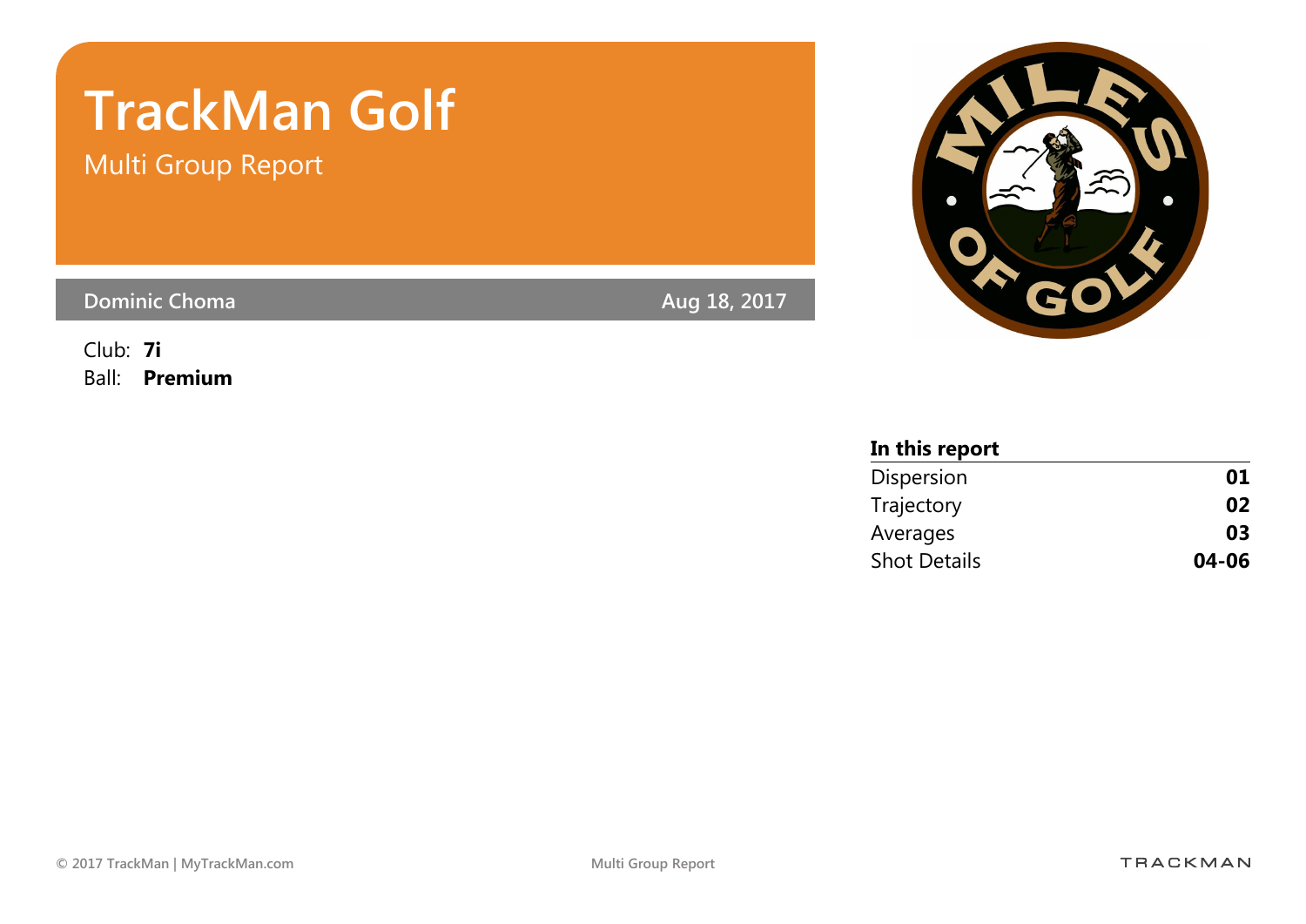# TrackMan Golf

## Multi Group Report

**Dominic Choma** Aug 18, 2017

Club: **7i**

Ball: **Premium**

**In this report**

| | |
|---|---|
| Dispersion | **01** |
| Trajectory | **02** |
| Averages | **03** |
| Shot Details | **04-06** |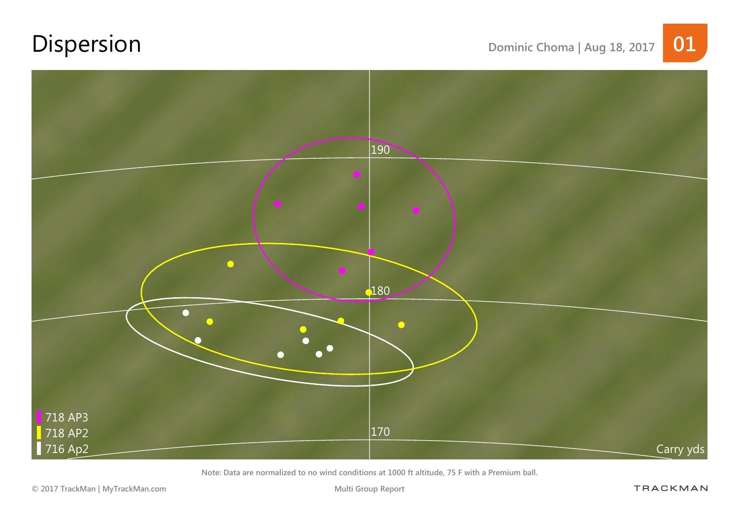# Dispersion

Dominic Choma | Aug 18, 2017 01

190

180

170

718 AP3
718 AP2
716 Ap2

Carry yds

Note: Data are normalized to no wind conditions at 1000 ft altitude, 75 F with a Premium ball.

© 2017 TrackMan | MyTrackMan.com

Multi Group Report

TRACKMAN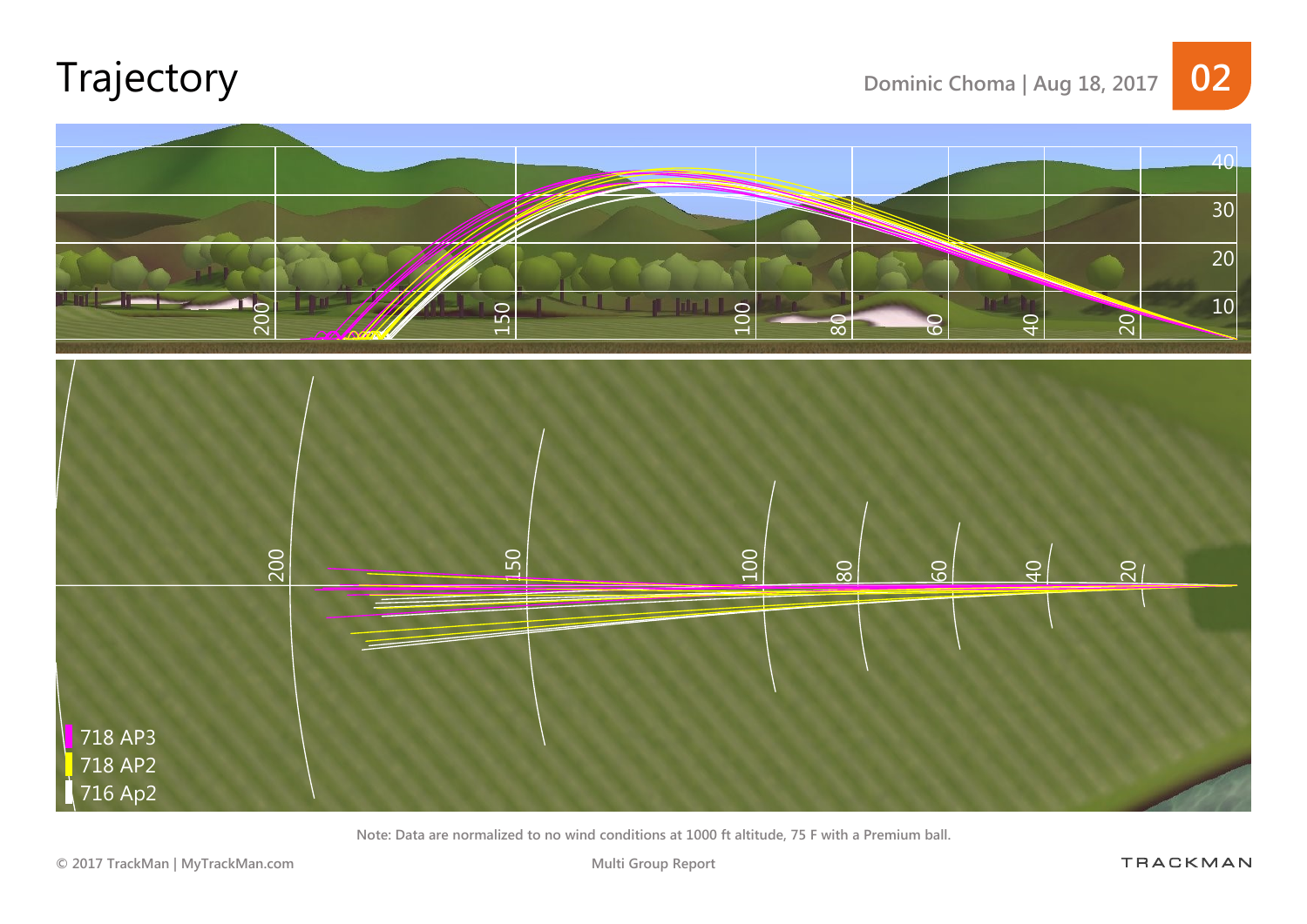# Trajectory

Dominic Choma | Aug 18, 2017

02

40
30
20
10

200 150 100 80 60 40 20

200 150 100 80 60 40 20

718 AP3
718 AP2
716 Ap2

Note: Data are normalized to no wind conditions at 1000 ft altitude, 75 F with a Premium ball.

© 2017 TrackMan | MyTrackMan.com

Multi Group Report

TRACKMAN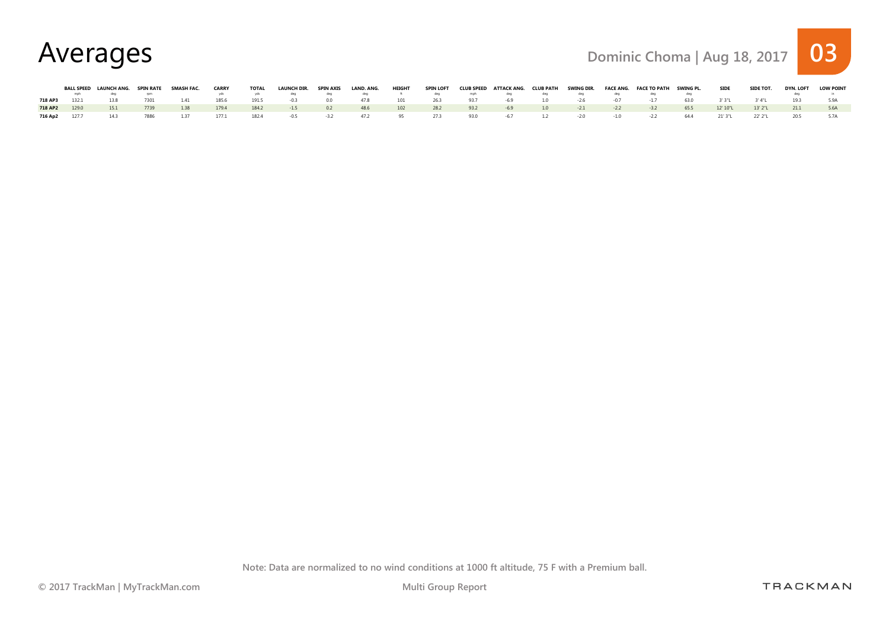# Averages

Dominic Choma | Aug 18, 2017 **03**

| | BALL SPEED (mph) | LAUNCH ANG. (deg) | SPIN RATE (rpm) | SMASH FAC. | CARRY (yds) | TOTAL (yds) | LAUNCH DIR. (deg) | SPIN AXIS (deg) | LAND. ANG. (deg) | HEIGHT (ft) | SPIN LOFT (deg) | CLUB SPEED (mph) | ATTACK ANG. (deg) | CLUB PATH (deg) | SWING DIR. (deg) | FACE ANG. (deg) | FACE TO PATH (deg) | SWING PL. (deg) | SIDE | SIDE TOT. | DYN. LOFT (deg) | LOW POINT (in) |
|---|---|---|---|---|---|---|---|---|---|---|---|---|---|---|---|---|---|---|---|---|---|---|
| **718 AP3** | 132.1 | 13.8 | 7301 | 1.41 | 185.6 | 191.5 | -0.3 | 0.0 | 47.8 | 101 | 26.3 | 93.7 | -6.9 | 1.0 | -2.6 | -0.7 | -1.7 | 63.0 | 3' 3"L | 3' 4"L | 19.3 | 5.9A |
| **718 AP2** | 129.0 | 15.1 | 7739 | 1.38 | 179.4 | 184.2 | -1.5 | 0.2 | 48.6 | 102 | 28.2 | 93.2 | -6.9 | 1.0 | -2.1 | -2.2 | -3.2 | 65.5 | 12' 10"L | 13' 2"L | 21.1 | 5.6A |
| **716 Ap2** | 127.7 | 14.3 | 7886 | 1.37 | 177.1 | 182.4 | -0.5 | -3.2 | 47.2 | 95 | 27.3 | 93.0 | -6.7 | 1.2 | -2.0 | -1.0 | -2.2 | 64.4 | 21' 3"L | 22' 2"L | 20.5 | 5.7A |

Note: Data are normalized to no wind conditions at 1000 ft altitude, 75 F with a Premium ball.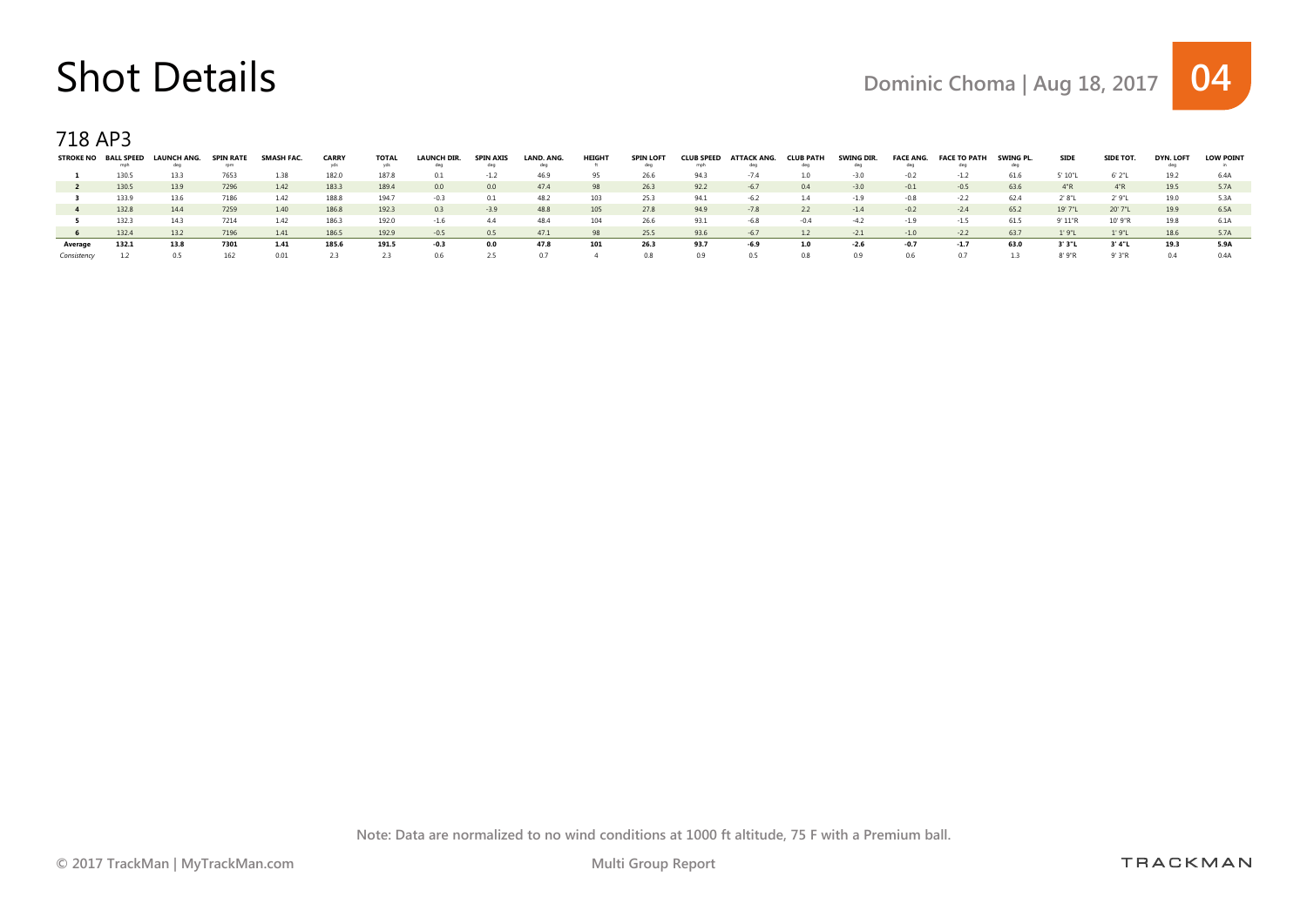# Shot Details

Dominic Choma | Aug 18, 2017

04

## 718 AP3

| STROKE NO | BALL SPEED mph | LAUNCH ANG. deg | SPIN RATE rpm | SMASH FAC. | CARRY yds | TOTAL yds | LAUNCH DIR. deg | SPIN AXIS deg | LAND. ANG. deg | HEIGHT ft | SPIN LOFT deg | CLUB SPEED mph | ATTACK ANG. deg | CLUB PATH deg | SWING DIR. deg | FACE ANG. deg | FACE TO PATH deg | SWING PL. deg | SIDE | SIDE TOT. | DYN. LOFT deg | LOW POINT in |
|---|---|---|---|---|---|---|---|---|---|---|---|---|---|---|---|---|---|---|---|---|---|---|
| 1 | 130.5 | 13.3 | 7653 | 1.38 | 182.0 | 187.8 | 0.1 | -1.2 | 46.9 | 95 | 26.6 | 94.3 | -7.4 | 1.0 | -3.0 | -0.2 | -1.2 | 61.6 | 5' 10"L | 6' 2"L | 19.2 | 6.4A |
| 2 | 130.5 | 13.9 | 7296 | 1.42 | 183.3 | 189.4 | 0.0 | 0.0 | 47.4 | 98 | 26.3 | 92.2 | -6.7 | 0.4 | -3.0 | -0.1 | -0.5 | 63.6 | 4"R | 4"R | 19.5 | 5.7A |
| 3 | 133.9 | 13.6 | 7186 | 1.42 | 188.8 | 194.7 | -0.3 | 0.1 | 48.2 | 103 | 25.3 | 94.1 | -6.2 | 1.4 | -1.9 | -0.8 | -2.2 | 62.4 | 2' 8"L | 2' 9"L | 19.0 | 5.3A |
| 4 | 132.8 | 14.4 | 7259 | 1.40 | 186.8 | 192.3 | 0.3 | -3.9 | 48.8 | 105 | 27.8 | 94.9 | -7.8 | 2.2 | -1.4 | -0.2 | -2.4 | 65.2 | 19' 7"L | 20' 7"L | 19.9 | 6.5A |
| 5 | 132.3 | 14.3 | 7214 | 1.42 | 186.3 | 192.0 | -1.6 | 4.4 | 48.4 | 104 | 26.6 | 93.1 | -6.8 | -0.4 | -4.2 | -1.9 | -1.5 | 61.5 | 9' 11"R | 10' 9"R | 19.8 | 6.1A |
| 6 | 132.4 | 13.2 | 7196 | 1.41 | 186.5 | 192.9 | -0.5 | 0.5 | 47.1 | 98 | 25.5 | 93.6 | -6.7 | 1.2 | -2.1 | -1.0 | -2.2 | 63.7 | 1' 9"L | 1' 9"L | 18.6 | 5.7A |
| **Average** | **132.1** | **13.8** | **7301** | **1.41** | **185.6** | **191.5** | **-0.3** | **0.0** | **47.8** | **101** | **26.3** | **93.7** | **-6.9** | **1.0** | **-2.6** | **-0.7** | **-1.7** | **63.0** | **3' 3"L** | **3' 4"L** | **19.3** | **5.9A** |
| *Consistency* | 1.2 | 0.5 | 162 | 0.01 | 2.3 | 2.3 | 0.6 | 2.5 | 0.7 | 4 | 0.8 | 0.9 | 0.5 | 0.8 | 0.9 | 0.6 | 0.7 | 1.3 | 8' 9"R | 9' 3"R | 0.4 | 0.4A |

Note: Data are normalized to no wind conditions at 1000 ft altitude, 75 F with a Premium ball.

© 2017 TrackMan | MyTrackMan.com

Multi Group Report

TRACKMAN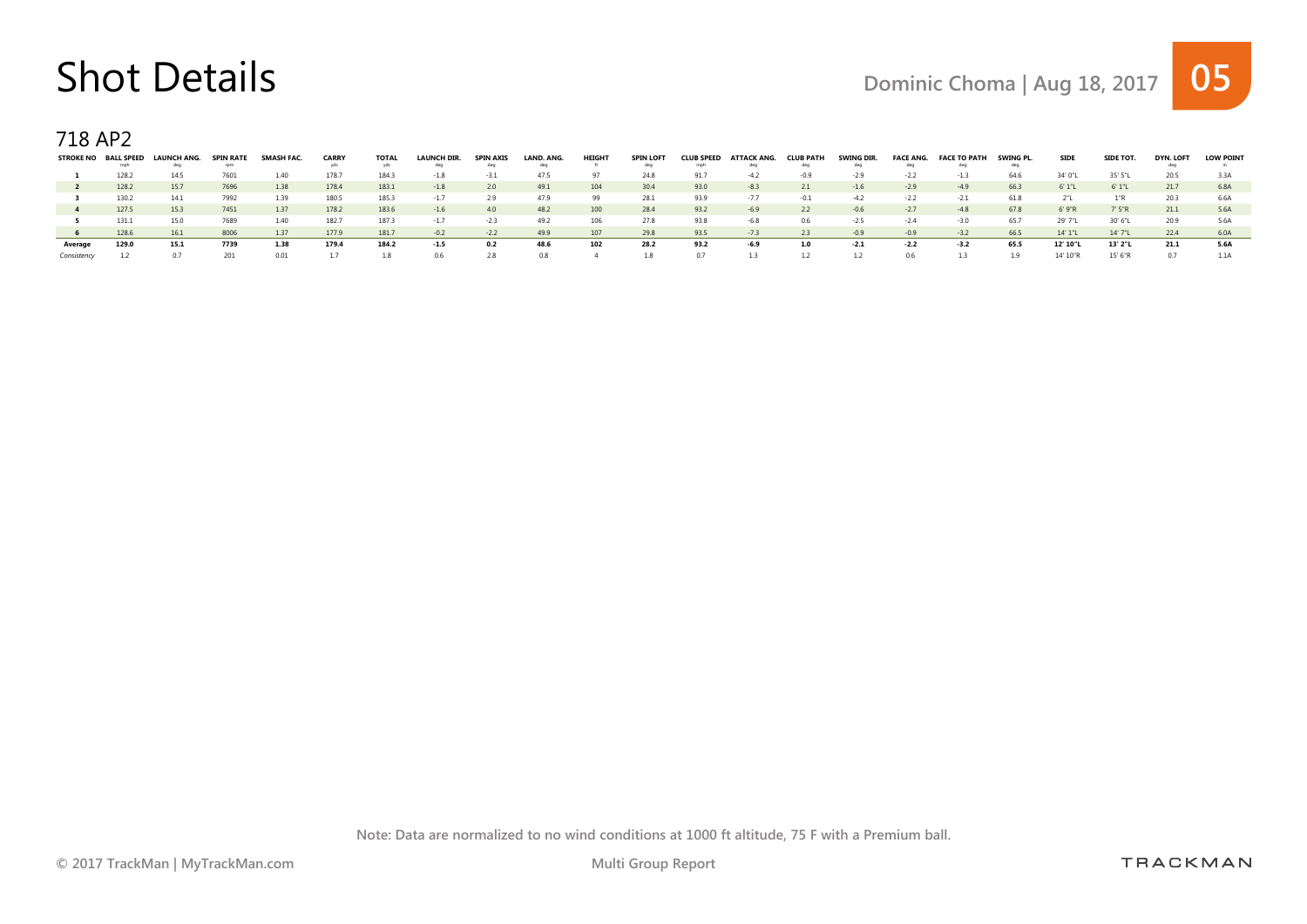# Shot Details

Dominic Choma | Aug 18, 2017

## 718 AP2

| STROKE NO | BALL SPEED mph | LAUNCH ANG. deg | SPIN RATE rpm | SMASH FAC. | CARRY yds | TOTAL yds | LAUNCH DIR. deg | SPIN AXIS deg | LAND. ANG. deg | HEIGHT ft | SPIN LOFT deg | CLUB SPEED mph | ATTACK ANG. deg | CLUB PATH deg | SWING DIR. deg | FACE ANG. deg | FACE TO PATH deg | SWING PL. deg | SIDE | SIDE TOT. | DYN. LOFT deg | LOW POINT in |
|---|---|---|---|---|---|---|---|---|---|---|---|---|---|---|---|---|---|---|---|---|---|---|
| **1** | 128.2 | 14.5 | 7601 | 1.40 | 178.7 | 184.3 | -1.8 | -3.1 | 47.5 | 97 | 24.8 | 91.7 | -4.2 | -0.9 | -2.9 | -2.2 | -1.3 | 64.6 | 34' 0"L | 35' 5"L | 20.5 | 3.3A |
| **2** | 128.2 | 15.7 | 7696 | 1.38 | 178.4 | 183.1 | -1.8 | 2.0 | 49.1 | 104 | 30.4 | 93.0 | -8.3 | 2.1 | -1.6 | -2.9 | -4.9 | 66.3 | 6' 1"L | 6' 1"L | 21.7 | 6.8A |
| **3** | 130.2 | 14.1 | 7992 | 1.39 | 180.5 | 185.3 | -1.7 | 2.9 | 47.9 | 99 | 28.1 | 93.9 | -7.7 | -0.1 | -4.2 | -2.2 | -2.1 | 61.8 | 2"L | 1"R | 20.3 | 6.6A |
| **4** | 127.5 | 15.3 | 7451 | 1.37 | 178.2 | 183.6 | -1.6 | 4.0 | 48.2 | 100 | 28.4 | 93.2 | -6.9 | 2.2 | -0.6 | -2.7 | -4.8 | 67.8 | 6' 9"R | 7' 5"R | 21.1 | 5.6A |
| **5** | 131.1 | 15.0 | 7689 | 1.40 | 182.7 | 187.3 | -1.7 | -2.3 | 49.2 | 106 | 27.8 | 93.8 | -6.8 | 0.6 | -2.5 | -2.4 | -3.0 | 65.7 | 29' 7"L | 30' 6"L | 20.9 | 5.6A |
| **6** | 128.6 | 16.1 | 8006 | 1.37 | 177.9 | 181.7 | -0.2 | -2.2 | 49.9 | 107 | 29.8 | 93.5 | -7.3 | 2.3 | -0.9 | -0.9 | -3.2 | 66.5 | 14' 1"L | 14' 7"L | 22.4 | 6.0A |
| **Average** | **129.0** | **15.1** | **7739** | **1.38** | **179.4** | **184.2** | **-1.5** | **0.2** | **48.6** | **102** | **28.2** | **93.2** | **-6.9** | **1.0** | **-2.1** | **-2.2** | **-3.2** | **65.5** | **12' 10"L** | **13' 2"L** | **21.1** | **5.6A** |
| *Consistency* | 1.2 | 0.7 | 201 | 0.01 | 1.7 | 1.8 | 0.6 | 2.8 | 0.8 | 4 | 1.8 | 0.7 | 1.3 | 1.2 | 1.2 | 0.6 | 1.3 | 1.9 | 14' 10"R | 15' 6"R | 0.7 | 1.1A |

Note: Data are normalized to no wind conditions at 1000 ft altitude, 75 F with a Premium ball.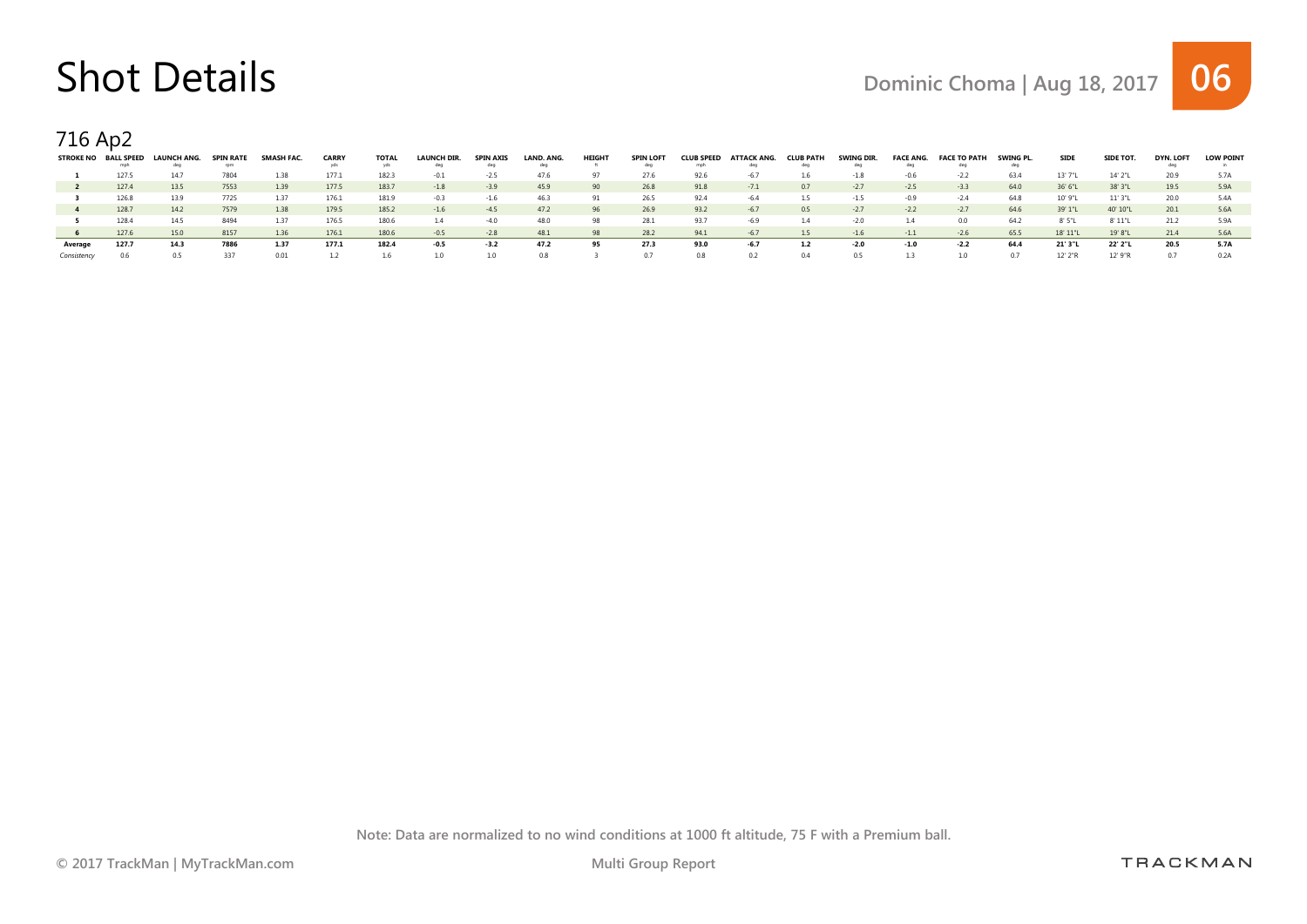# Shot Details

Dominic Choma | Aug 18, 2017 **06**

## 716 Ap2

| STROKE NO | BALL SPEED mph | LAUNCH ANG. deg | SPIN RATE rpm | SMASH FAC. | CARRY yds | TOTAL yds | LAUNCH DIR. deg | SPIN AXIS deg | LAND. ANG. deg | HEIGHT ft | SPIN LOFT deg | CLUB SPEED mph | ATTACK ANG. deg | CLUB PATH deg | SWING DIR. deg | FACE ANG. deg | FACE TO PATH deg | SWING PL. deg | SIDE | SIDE TOT. | DYN. LOFT deg | LOW POINT in |
|---|---|---|---|---|---|---|---|---|---|---|---|---|---|---|---|---|---|---|---|---|---|---|
| **1** | 127.5 | 14.7 | 7804 | 1.38 | 177.1 | 182.3 | -0.1 | -2.5 | 47.6 | 97 | 27.6 | 92.6 | -6.7 | 1.6 | -1.8 | -0.6 | -2.2 | 63.4 | 13' 7"L | 14' 2"L | 20.9 | 5.7A |
| **2** | 127.4 | 13.5 | 7553 | 1.39 | 177.5 | 183.7 | -1.8 | -3.9 | 45.9 | 90 | 26.8 | 91.8 | -7.1 | 0.7 | -2.7 | -2.5 | -3.3 | 64.0 | 36' 6"L | 38' 3"L | 19.5 | 5.9A |
| **3** | 126.8 | 13.9 | 7725 | 1.37 | 176.1 | 181.9 | -0.3 | -1.6 | 46.3 | 91 | 26.5 | 92.4 | -6.4 | 1.5 | -1.5 | -0.9 | -2.4 | 64.8 | 10' 9"L | 11' 3"L | 20.0 | 5.4A |
| **4** | 128.7 | 14.2 | 7579 | 1.38 | 179.5 | 185.2 | -1.6 | -4.5 | 47.2 | 96 | 26.9 | 93.2 | -6.7 | 0.5 | -2.7 | -2.2 | -2.7 | 64.6 | 39' 1"L | 40' 10"L | 20.1 | 5.6A |
| **5** | 128.4 | 14.5 | 8494 | 1.37 | 176.5 | 180.6 | 1.4 | -4.0 | 48.0 | 98 | 28.1 | 93.7 | -6.9 | 1.4 | -2.0 | 1.4 | 0.0 | 64.2 | 8' 5"L | 8' 11"L | 21.2 | 5.9A |
| **6** | 127.6 | 15.0 | 8157 | 1.36 | 176.1 | 180.6 | -0.5 | -2.8 | 48.1 | 98 | 28.2 | 94.1 | -6.7 | 1.5 | -1.6 | -1.1 | -2.6 | 65.5 | 18' 11"L | 19' 8"L | 21.4 | 5.6A |
| **Average** | **127.7** | **14.3** | **7886** | **1.37** | **177.1** | **182.4** | **-0.5** | **-3.2** | **47.2** | **95** | **27.3** | **93.0** | **-6.7** | **1.2** | **-2.0** | **-1.0** | **-2.2** | **64.4** | **21' 3"L** | **22' 2"L** | **20.5** | **5.7A** |
| *Consistency* | 0.6 | 0.5 | 337 | 0.01 | 1.2 | 1.6 | 1.0 | 1.0 | 0.8 | 3 | 0.7 | 0.8 | 0.2 | 0.4 | 0.5 | 1.3 | 1.0 | 0.7 | 12' 2"R | 12' 9"R | 0.7 | 0.2A |

Note: Data are normalized to no wind conditions at 1000 ft altitude, 75 F with a Premium ball.

© 2017 TrackMan | MyTrackMan.com

Multi Group Report

TRACKMAN